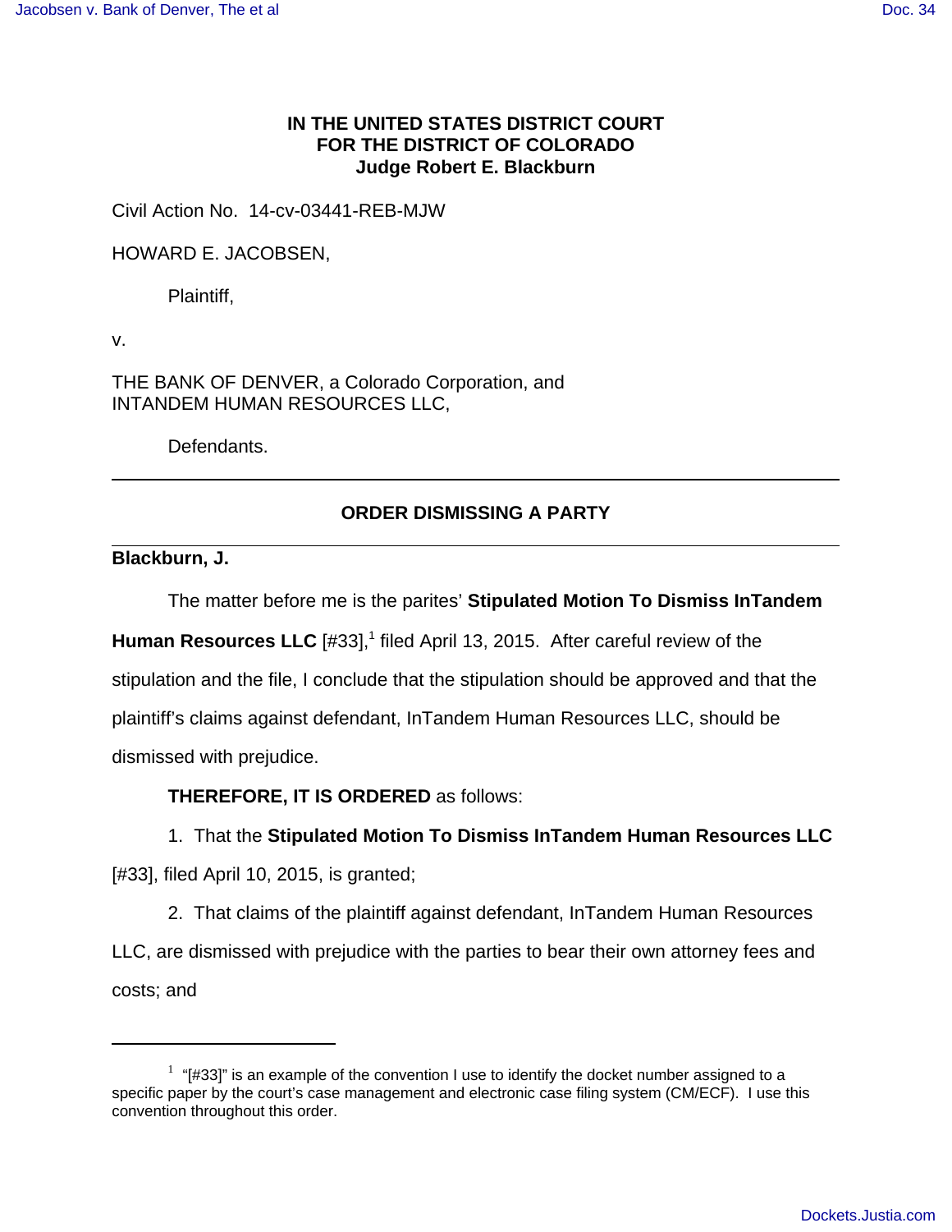**IN THE UNITED STATES DISTRICT COURT**
**FOR THE DISTRICT OF COLORADO**
**Judge Robert E. Blackburn**

Civil Action No. 14-cv-03441-REB-MJW

HOWARD E. JACOBSEN,

Plaintiff,

v.

THE BANK OF DENVER, a Colorado Corporation, and
INTANDEM HUMAN RESOURCES LLC,

Defendants.

---

## ORDER DISMISSING A PARTY

---

**Blackburn, J.**

The matter before me is the parites' **Stipulated Motion To Dismiss InTandem Human Resources LLC** [#33],[1] filed April 13, 2015. After careful review of the stipulation and the file, I conclude that the stipulation should be approved and that the plaintiff's claims against defendant, InTandem Human Resources LLC, should be dismissed with prejudice.

**THEREFORE, IT IS ORDERED** as follows:

1. That the **Stipulated Motion To Dismiss InTandem Human Resources LLC** [#33], filed April 10, 2015, is granted;

2. That claims of the plaintiff against defendant, InTandem Human Resources LLC, are dismissed with prejudice with the parties to bear their own attorney fees and costs; and

---

[1] "[#33]" is an example of the convention I use to identify the docket number assigned to a specific paper by the court's case management and electronic case filing system (CM/ECF). I use this convention throughout this order.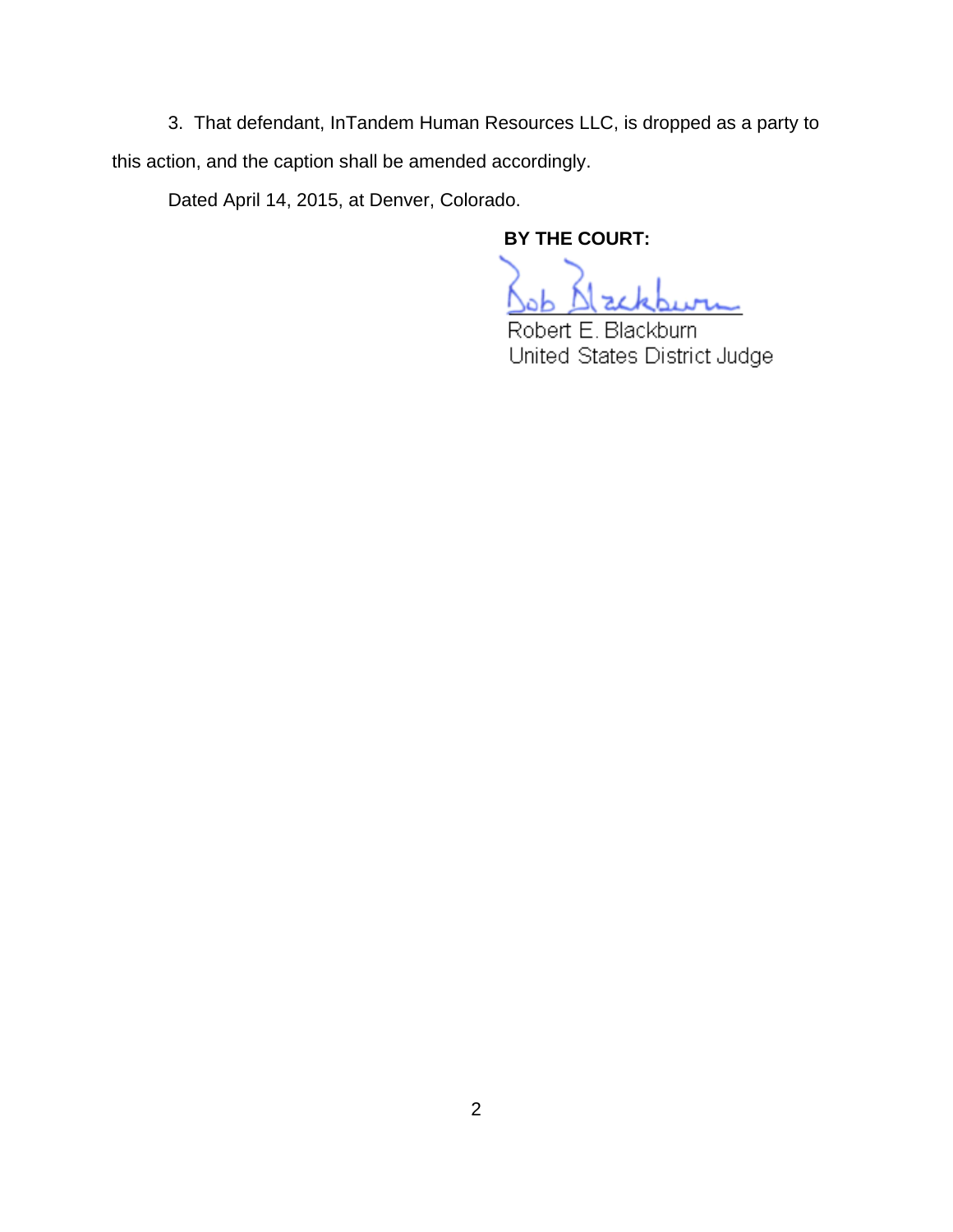3. That defendant, InTandem Human Resources LLC, is dropped as a party to this action, and the caption shall be amended accordingly.

Dated April 14, 2015, at Denver, Colorado.

**BY THE COURT:**

Bob Blackburn

Robert E. Blackburn
United States District Judge